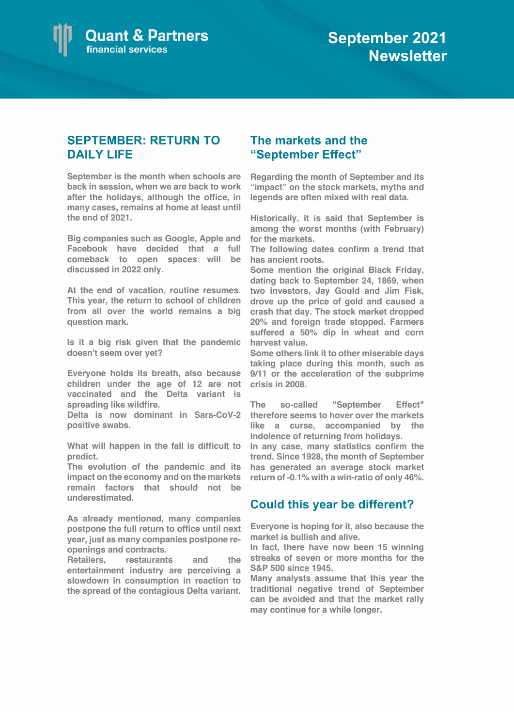Quant & Partners
financial services

# September 2021 Newsletter

## SEPTEMBER: RETURN TO DAILY LIFE

September is the month when schools are back in session, when we are back to work after the holidays, although the office, in many cases, remains at home at least until the end of 2021.

Big companies such as Google, Apple and Facebook have decided that a full comeback to open spaces will be discussed in 2022 only.

At the end of vacation, routine resumes. This year, the return to school of children from all over the world remains a big question mark.

Is it a big risk given that the pandemic doesn't seem over yet?

Everyone holds its breath, also because children under the age of 12 are not vaccinated and the Delta variant is spreading like wildfire.
Delta is now dominant in Sars-CoV-2 positive swabs.

What will happen in the fall is difficult to predict.
The evolution of the pandemic and its impact on the economy and on the markets remain factors that should not be underestimated.

As already mentioned, many companies postpone the full return to office until next year, just as many companies postpone re-openings and contracts.
Retailers, restaurants and the entertainment industry are perceiving a slowdown in consumption in reaction to the spread of the contagious Delta variant.

## The markets and the "September Effect"

Regarding the month of September and its "impact" on the stock markets, myths and legends are often mixed with real data.

Historically, it is said that September is among the worst months (with February) for the markets.
The following dates confirm a trend that has ancient roots.
Some mention the original Black Friday, dating back to September 24, 1869, when two investors, Jay Gould and Jim Fisk, drove up the price of gold and caused a crash that day. The stock market dropped 20% and foreign trade stopped. Farmers suffered a 50% dip in wheat and corn harvest value.
Some others link it to other miserable days taking place during this month, such as 9/11 or the acceleration of the subprime crisis in 2008.

The so-called "September Effect" therefore seems to hover over the markets like a curse, accompanied by the indolence of returning from holidays.
In any case, many statistics confirm the trend. Since 1928, the month of September has generated an average stock market return of -0.1% with a win-ratio of only 46%.

## Could this year be different?

Everyone is hoping for it, also because the market is bullish and alive.
In fact, there have now been 15 winning streaks of seven or more months for the S&P 500 since 1945.
Many analysts assume that this year the traditional negative trend of September can be avoided and that the market rally may continue for a while longer.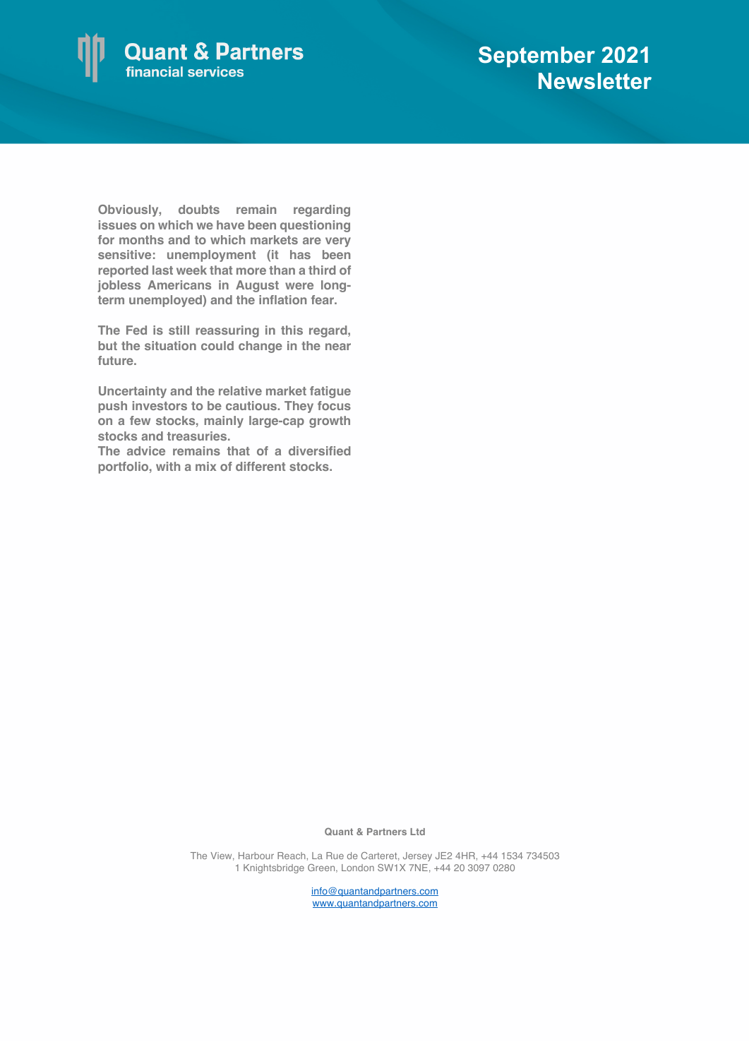**Obviously, doubts remain regarding issues on which we have been questioning for months and to which markets are very sensitive: unemployment (it has been reported last week that more than a third of jobless Americans in August were long-term unemployed) and the inflation fear.**

**The Fed is still reassuring in this regard, but the situation could change in the near future.**

**Uncertainty and the relative market fatigue push investors to be cautious. They focus on a few stocks, mainly large-cap growth stocks and treasuries.**
**The advice remains that of a diversified portfolio, with a mix of different stocks.**